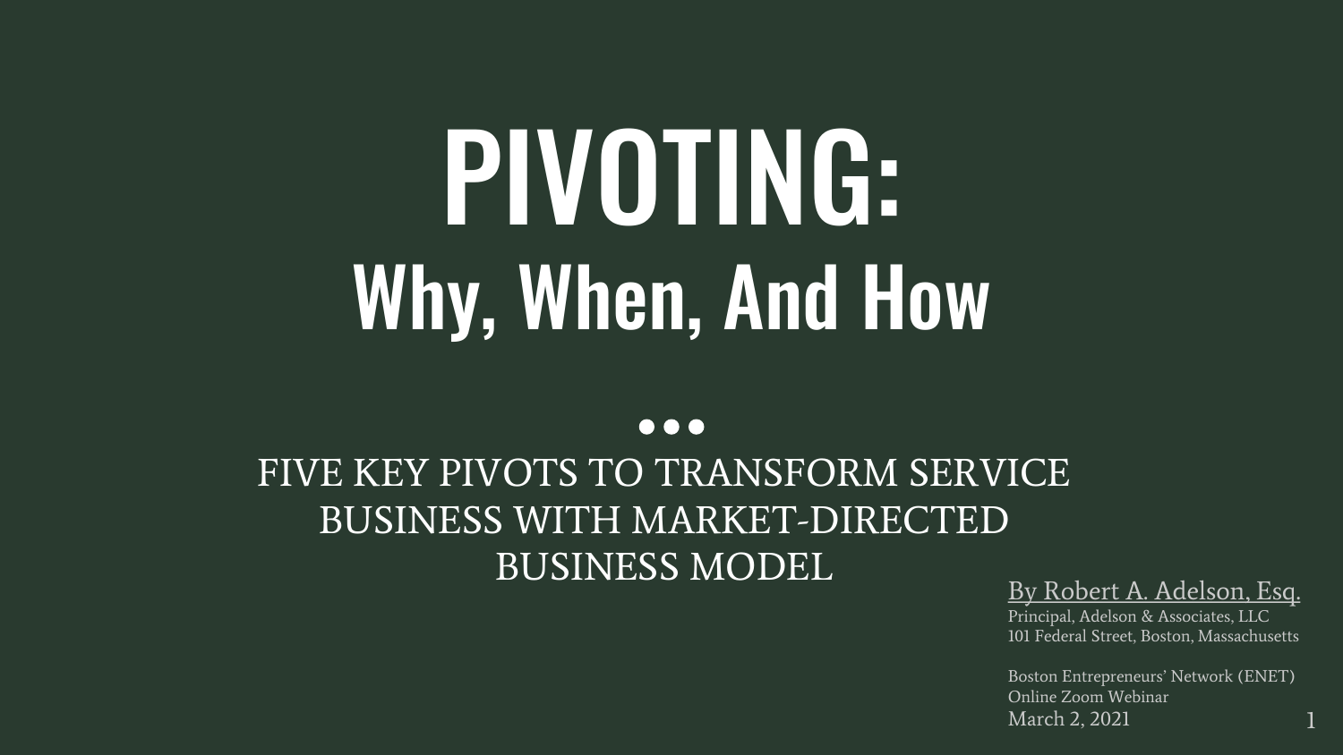# PIVOTING:

## Why, When, And How

...

FIVE KEY PIVOTS TO TRANSFORM SERVICE BUSINESS WITH MARKET-DIRECTED BUSINESS MODEL

By Robert A. Adelson, Esq.
Principal, Adelson & Associates, LLC
101 Federal Street, Boston, Massachusetts

Boston Entrepreneurs' Network (ENET)
Online Zoom Webinar
March 2, 2021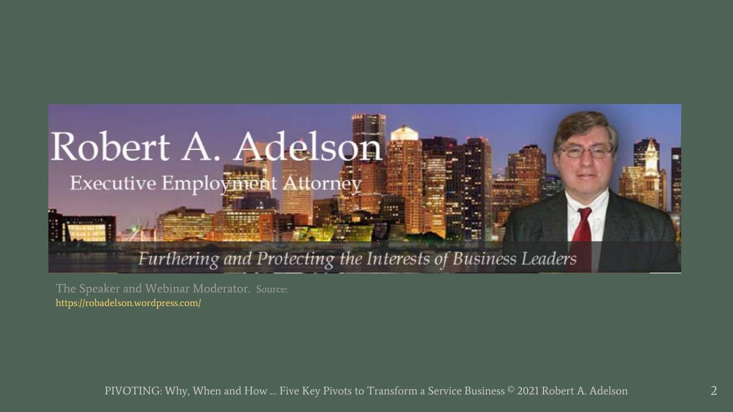Robert A. Adelson

Executive Employment Attorney

*Furthering and Protecting the Interests of Business Leaders*

The Speaker and Webinar Moderator. Source: https://robadelson.wordpress.com/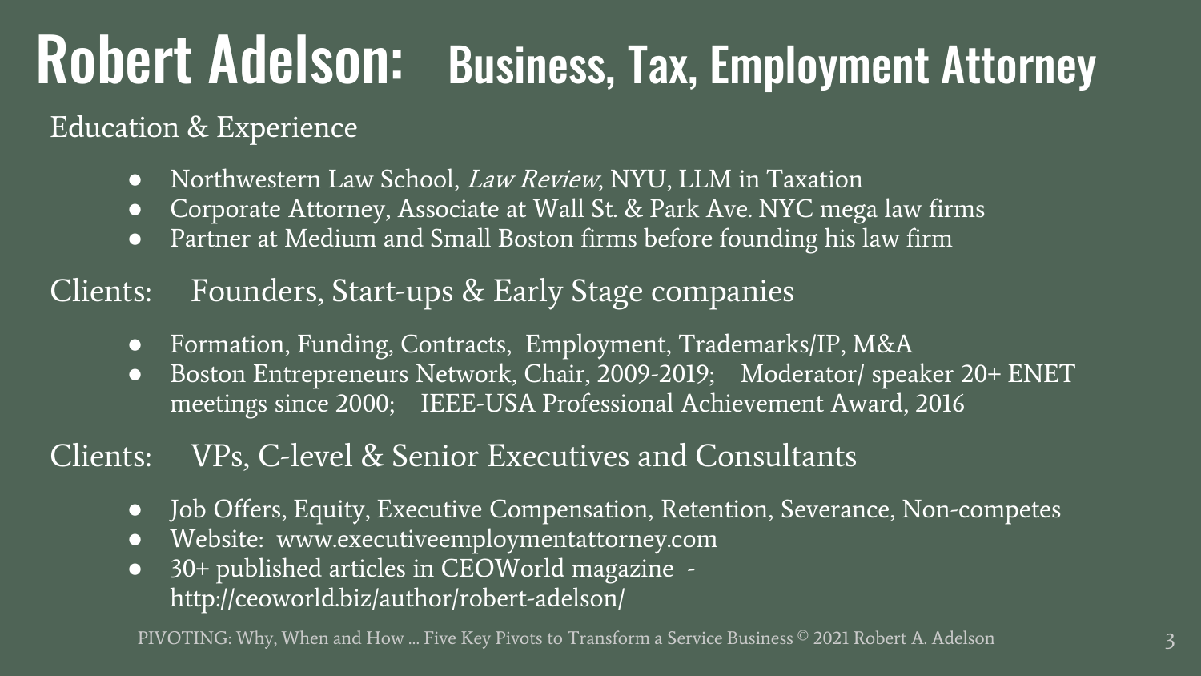# Robert Adelson: Business, Tax, Employment Attorney

Education & Experience

- Northwestern Law School, *Law Review*, NYU, LLM in Taxation
- Corporate Attorney, Associate at Wall St. & Park Ave. NYC mega law firms
- Partner at Medium and Small Boston firms before founding his law firm

## Clients: Founders, Start-ups & Early Stage companies

- Formation, Funding, Contracts, Employment, Trademarks/IP, M&A
- Boston Entrepreneurs Network, Chair, 2009-2019; Moderator/ speaker 20+ ENET meetings since 2000; IEEE-USA Professional Achievement Award, 2016

## Clients: VPs, C-level & Senior Executives and Consultants

- Job Offers, Equity, Executive Compensation, Retention, Severance, Non-competes
- Website: www.executiveemploymentattorney.com
- 30+ published articles in CEOWorld magazine - http://ceoworld.biz/author/robert-adelson/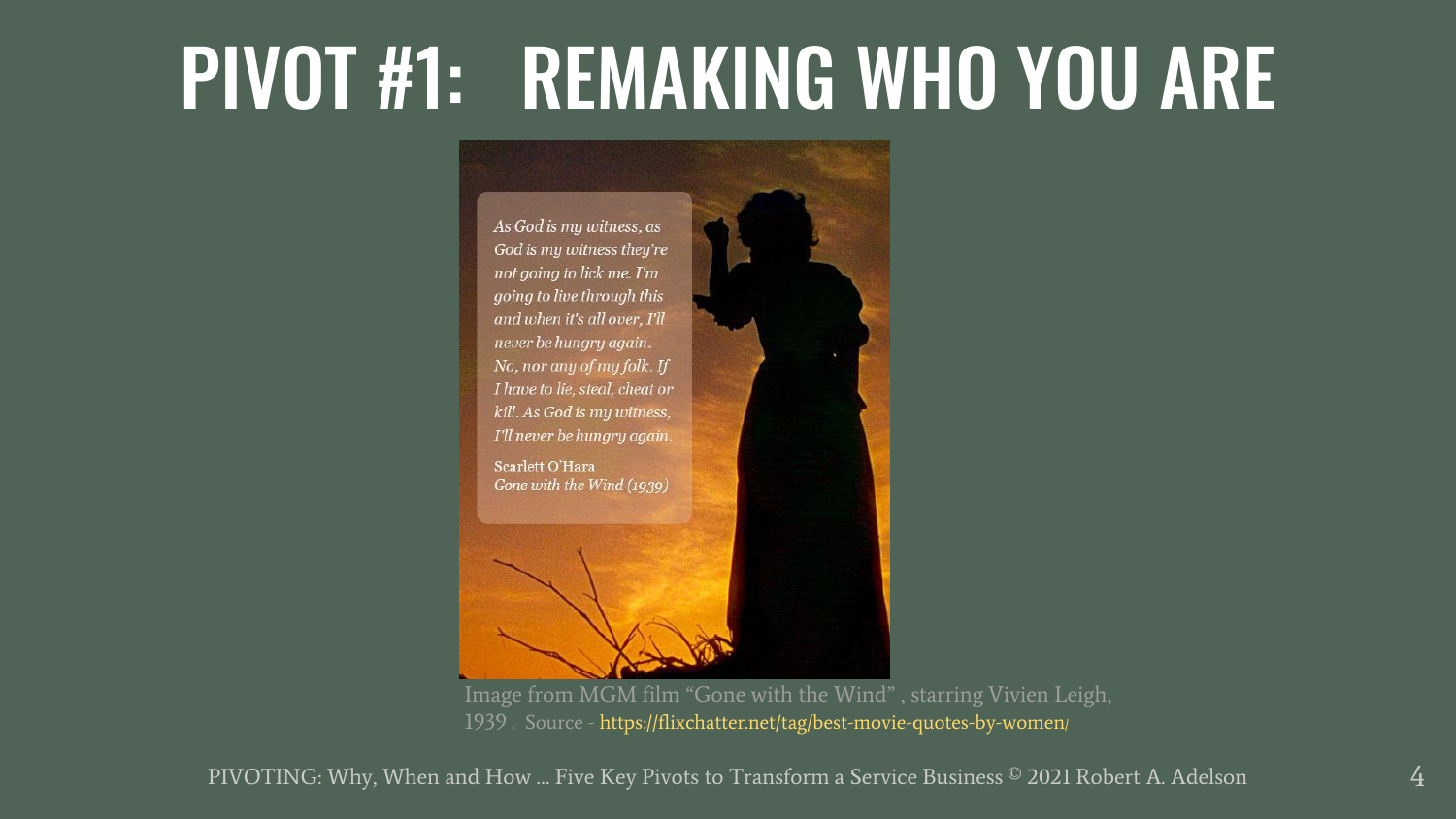# PIVOT #1: REMAKING WHO YOU ARE

*As God is my witness, as God is my witness they're not going to lick me. I'm going to live through this and when it's all over, I'll never be hungry again. No, nor any of my folk. If I have to lie, steal, cheat or kill. As God is my witness, I'll never be hungry again.*

Scarlett O'Hara
*Gone with the Wind (1939)*

Image from MGM film "Gone with the Wind" , starring Vivien Leigh, 1939 . Source - https://flixchatter.net/tag/best-movie-quotes-by-women/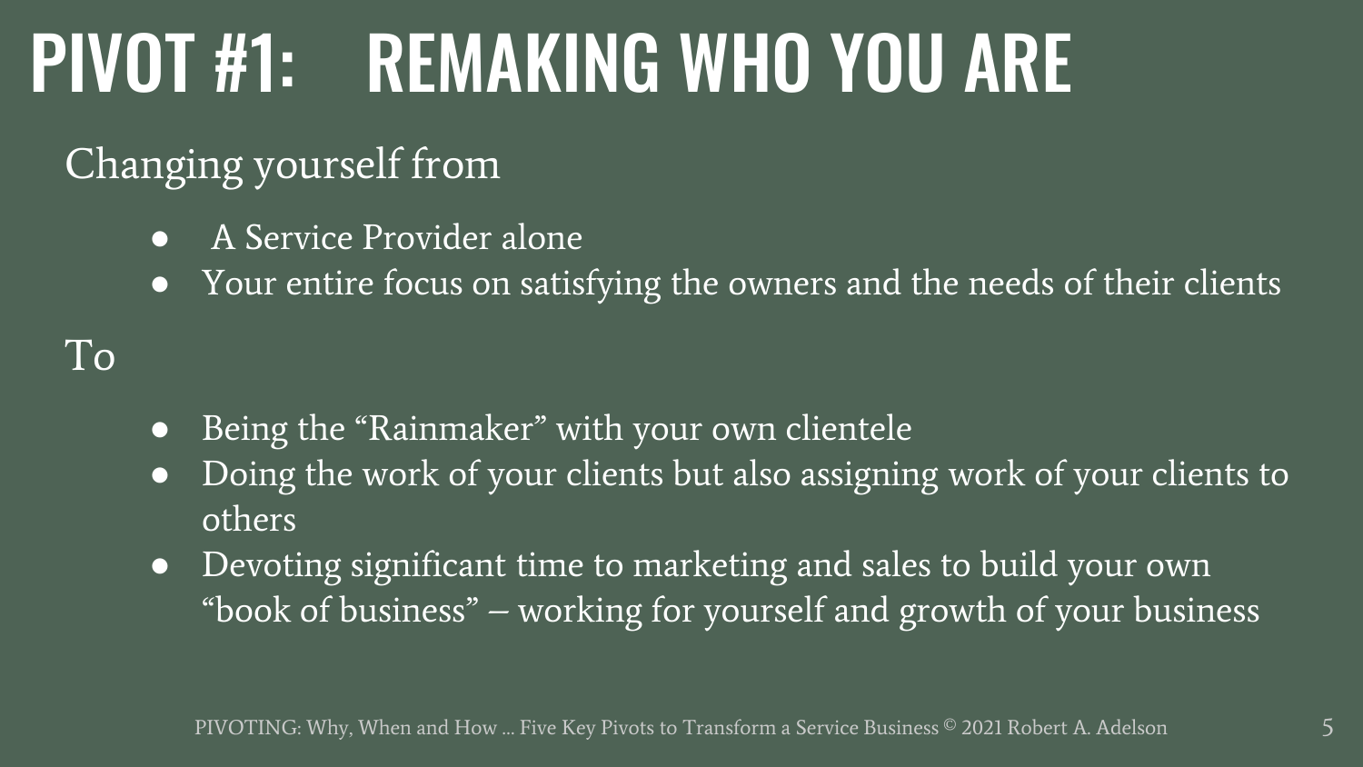# PIVOT #1: REMAKING WHO YOU ARE

Changing yourself from

- A Service Provider alone
- Your entire focus on satisfying the owners and the needs of their clients

To

- Being the "Rainmaker" with your own clientele
- Doing the work of your clients but also assigning work of your clients to others
- Devoting significant time to marketing and sales to build your own "book of business" – working for yourself and growth of your business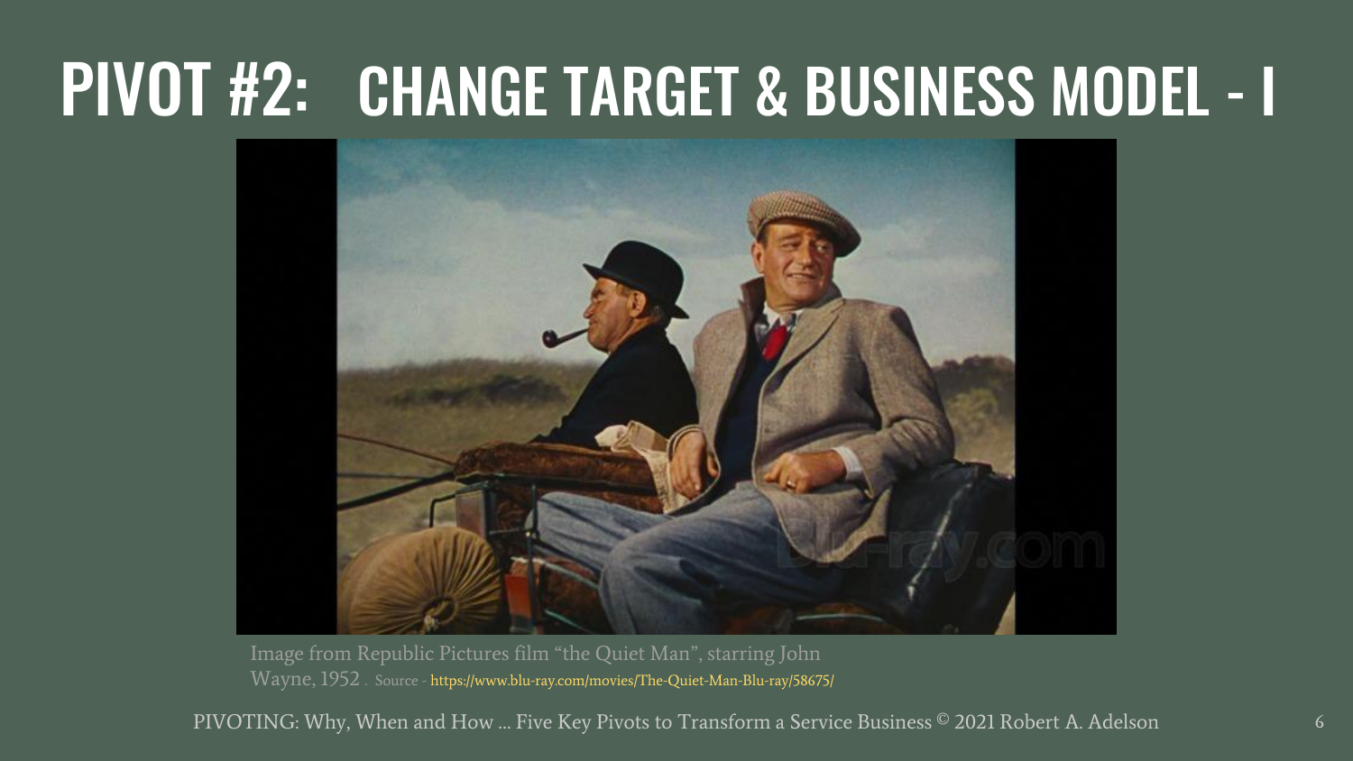# PIVOT #2: CHANGE TARGET & BUSINESS MODEL - I

Image from Republic Pictures film "the Quiet Man", starring John Wayne, 1952 . Source - https://www.blu-ray.com/movies/The-Quiet-Man-Blu-ray/58675/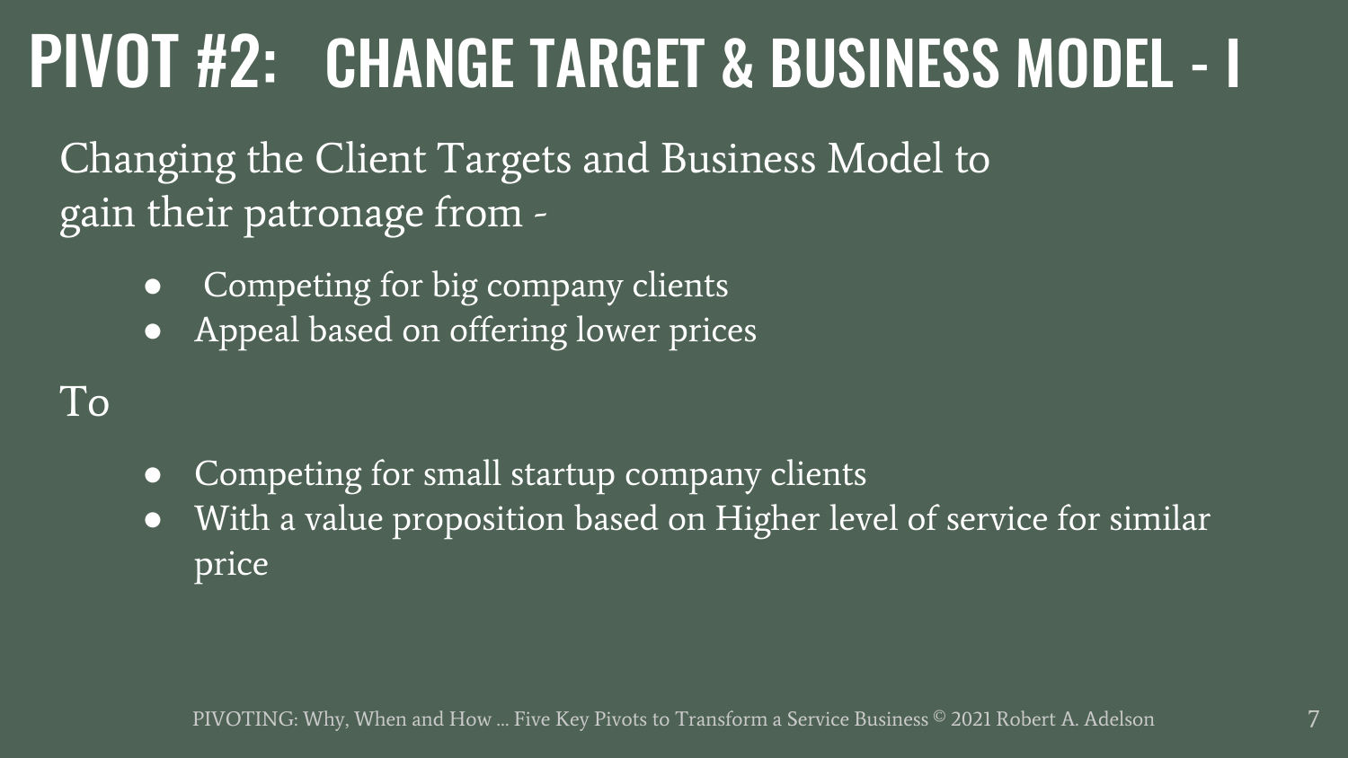# PIVOT #2: CHANGE TARGET & BUSINESS MODEL - I

Changing the Client Targets and Business Model to gain their patronage from -

- Competing for big company clients
- Appeal based on offering lower prices

To

- Competing for small startup company clients
- With a value proposition based on Higher level of service for similar price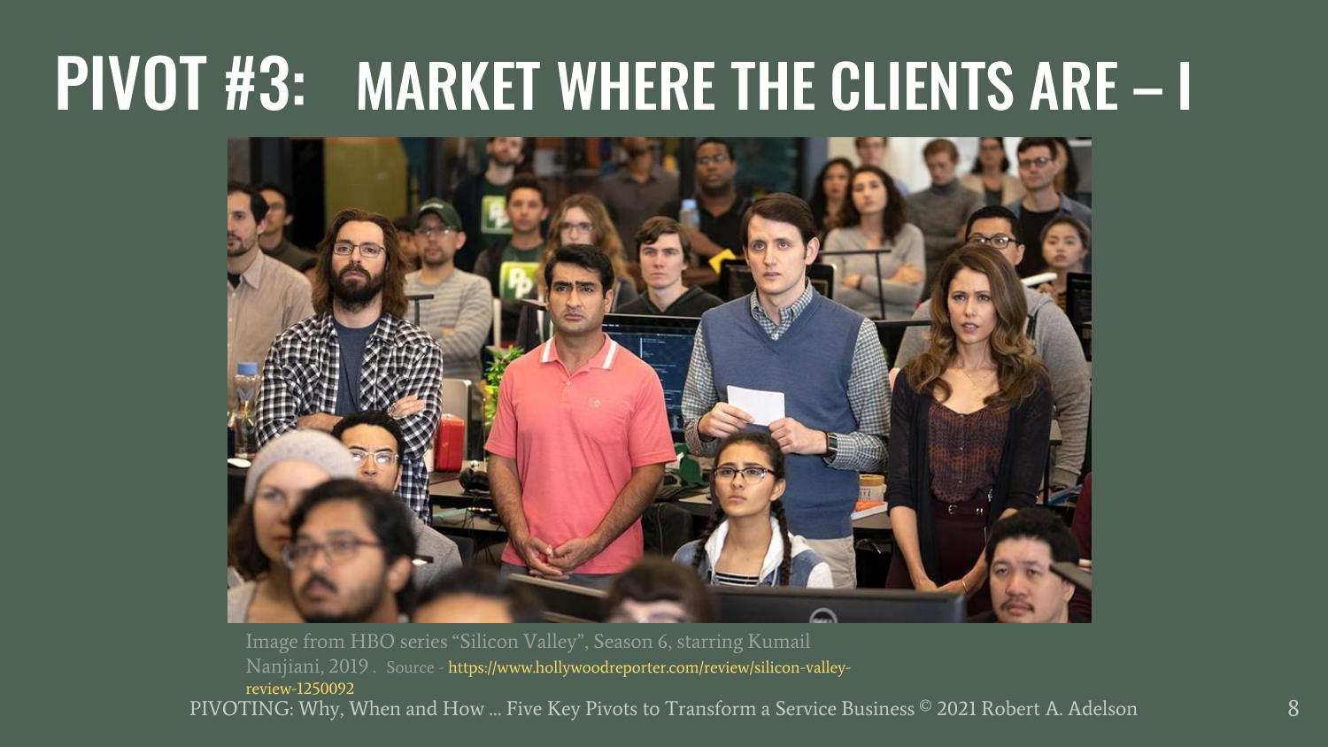# PIVOT #3: MARKET WHERE THE CLIENTS ARE – I

Image from HBO series "Silicon Valley", Season 6, starring Kumail Nanjiani, 2019 . Source - https://www.hollywoodreporter.com/review/silicon-valley-review-1250092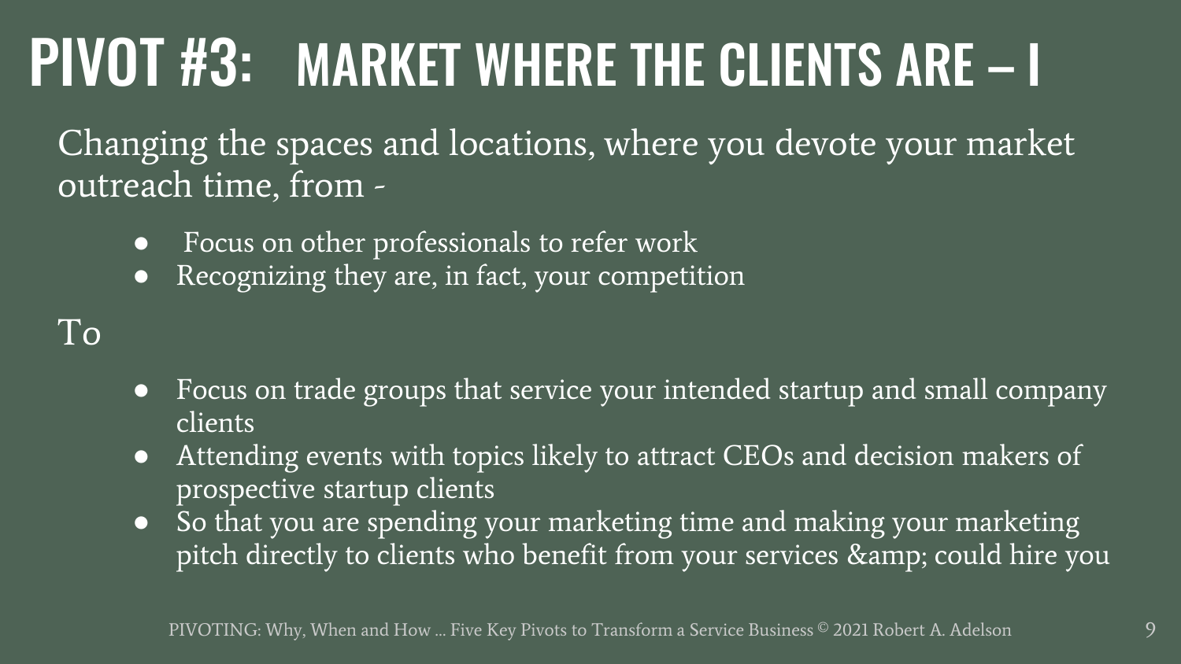# PIVOT #3: MARKET WHERE THE CLIENTS ARE – I

Changing the spaces and locations, where you devote your market outreach time, from -

- Focus on other professionals to refer work
- Recognizing they are, in fact, your competition

To

- Focus on trade groups that service your intended startup and small company clients
- Attending events with topics likely to attract CEOs and decision makers of prospective startup clients
- So that you are spending your marketing time and making your marketing pitch directly to clients who benefit from your services &amp; could hire you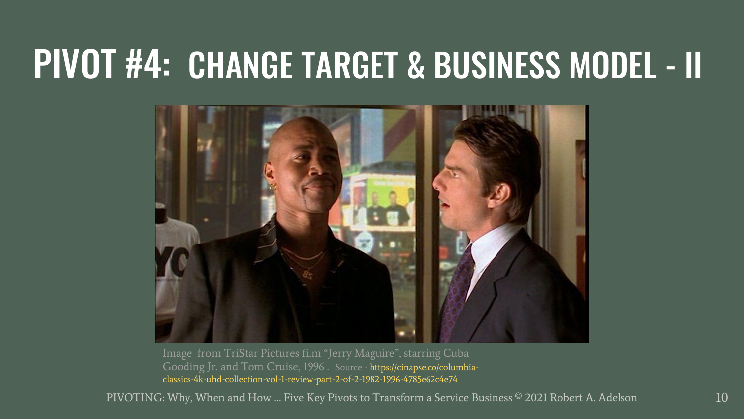# PIVOT #4: CHANGE TARGET & BUSINESS MODEL - II

Image from TriStar Pictures film “Jerry Maguire”, starring Cuba Gooding Jr. and Tom Cruise, 1996 . Source - https://cinapse.co/columbia-classics-4k-uhd-collection-vol-1-review-part-2-of-2-1982-1996-4785e62c4e74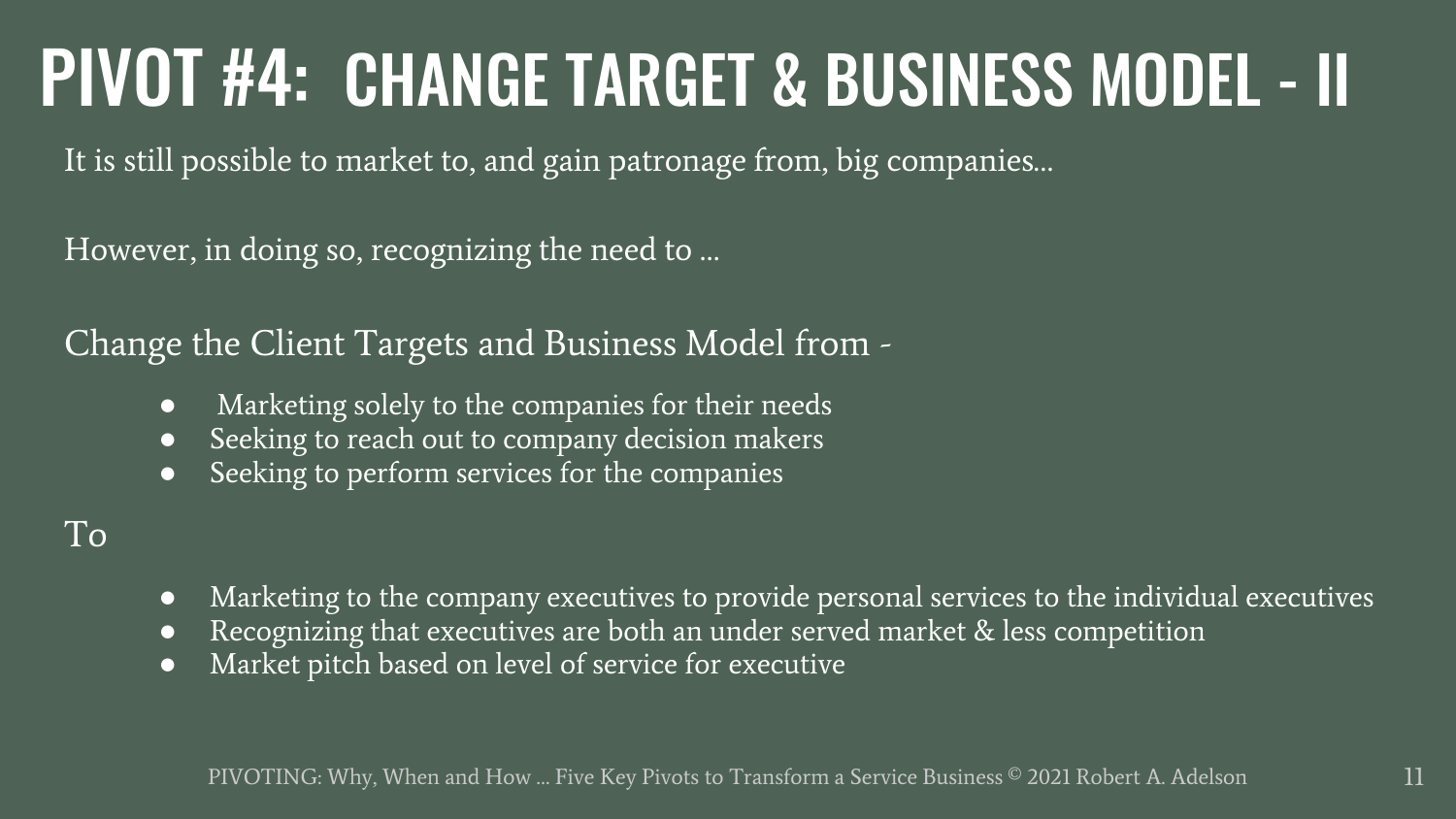# PIVOT #4: CHANGE TARGET & BUSINESS MODEL - II

It is still possible to market to, and gain patronage from, big companies...

However, in doing so, recognizing the need to ...

Change the Client Targets and Business Model from -

- Marketing solely to the companies for their needs
- Seeking to reach out to company decision makers
- Seeking to perform services for the companies

To

- Marketing to the company executives to provide personal services to the individual executives
- Recognizing that executives are both an under served market & less competition
- Market pitch based on level of service for executive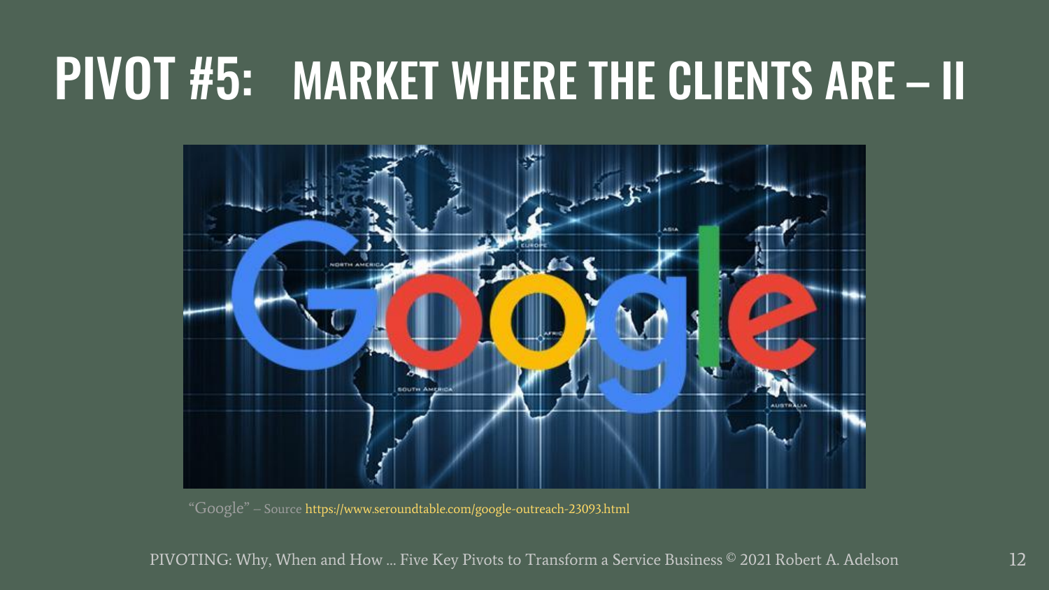# PIVOT #5: MARKET WHERE THE CLIENTS ARE – II

"Google" – Source https://www.seroundtable.com/google-outreach-23093.html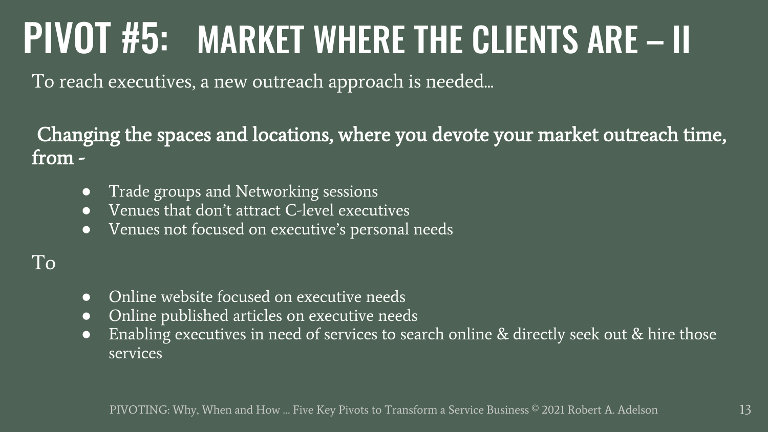# PIVOT #5: MARKET WHERE THE CLIENTS ARE – II

To reach executives, a new outreach approach is needed…

**Changing the spaces and locations, where you devote your market outreach time, from -**

- Trade groups and Networking sessions
- Venues that don't attract C-level executives
- Venues not focused on executive's personal needs

To

- Online website focused on executive needs
- Online published articles on executive needs
- Enabling executives in need of services to search online & directly seek out & hire those services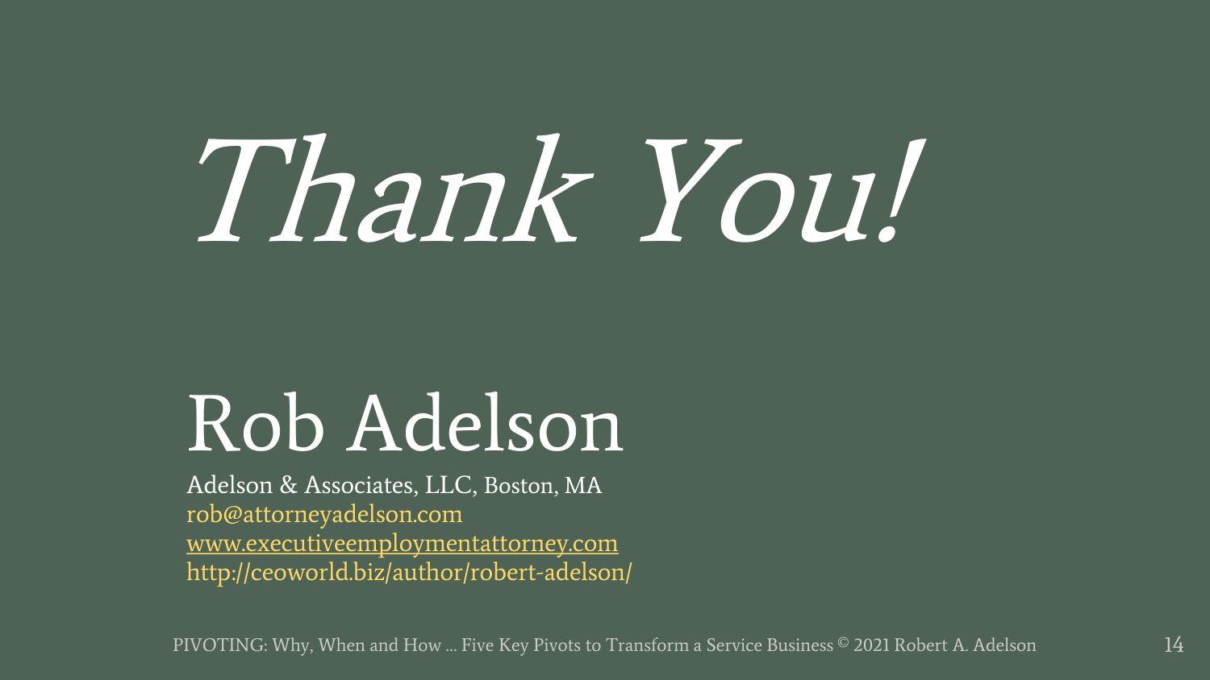# *Thank You!*

## Rob Adelson

Adelson & Associates, LLC, Boston, MA
rob@attorneyadelson.com
www.executiveemploymentattorney.com
http://ceoworld.biz/author/robert-adelson/